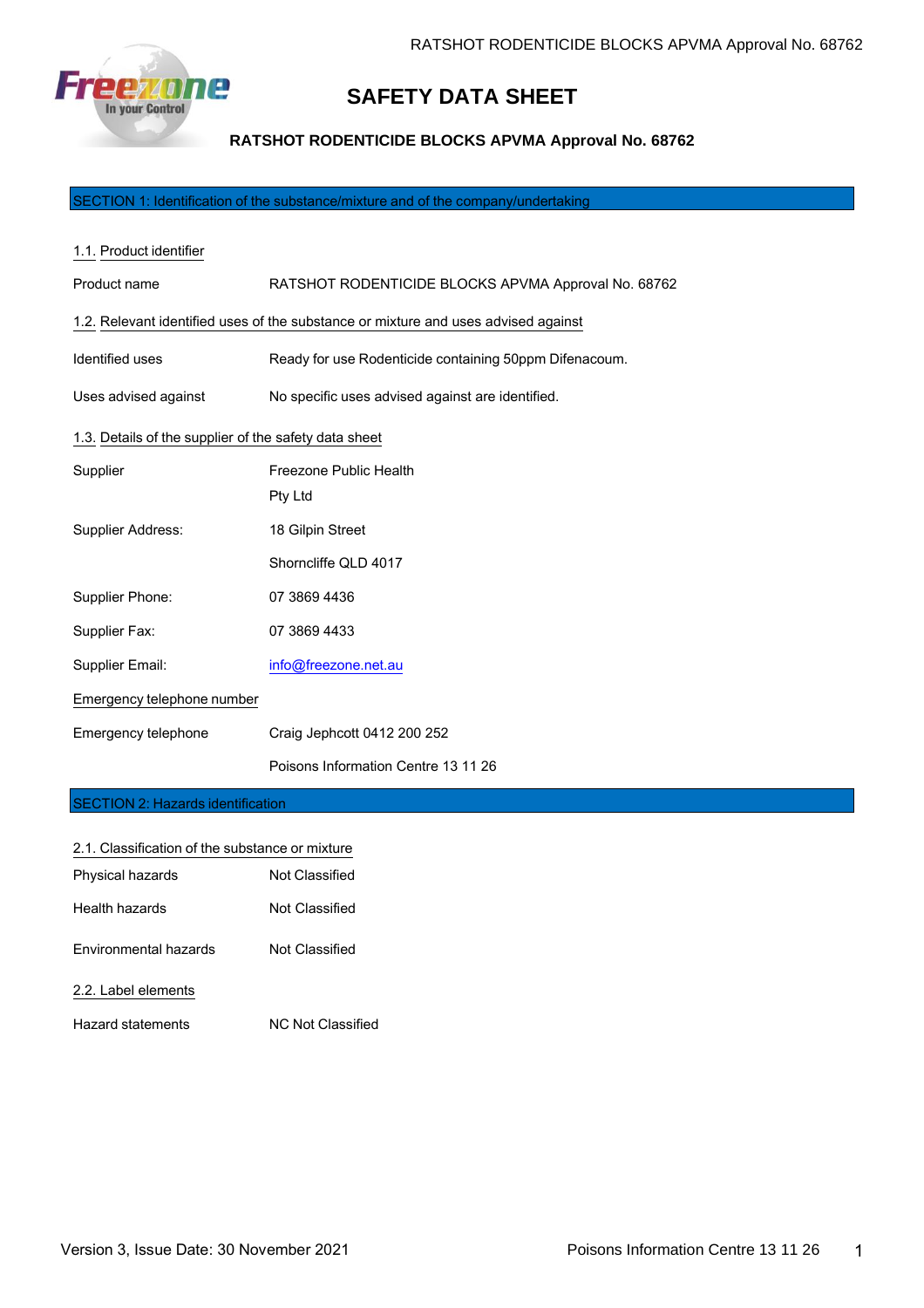# SAFETY DATA SHEET

**RATSHOT RODENTICIDE BLOCKS APVMA Approval No. 68762**

## SECTION 1: Identification of the substance/mixture and of the company/undertaking

### 1.1. Product identifier

| | |
|---|---|
| Product name | RATSHOT RODENTICIDE BLOCKS APVMA Approval No. 68762 |

### 1.2. Relevant identified uses of the substance or mixture and uses advised against

| | |
|---|---|
| Identified uses | Ready for use Rodenticide containing 50ppm Difenacoum. |
| Uses advised against | No specific uses advised against are identified. |

### 1.3. Details of the supplier of the safety data sheet

| | |
|---|---|
| Supplier | Freezone Public Health Pty Ltd |
| Supplier Address: | 18 Gilpin Street<br>Shorncliffe QLD 4017 |
| Supplier Phone: | 07 3869 4436 |
| Supplier Fax: | 07 3869 4433 |
| Supplier Email: | info@freezone.net.au |

### Emergency telephone number

| | |
|---|---|
| Emergency telephone | Craig Jephcott 0412 200 252<br>Poisons Information Centre 13 11 26 |

## SECTION 2: Hazards identification

### 2.1. Classification of the substance or mixture

| | |
|---|---|
| Physical hazards | Not Classified |
| Health hazards | Not Classified |
| Environmental hazards | Not Classified |

### 2.2. Label elements

| | |
|---|---|
| Hazard statements | NC Not Classified |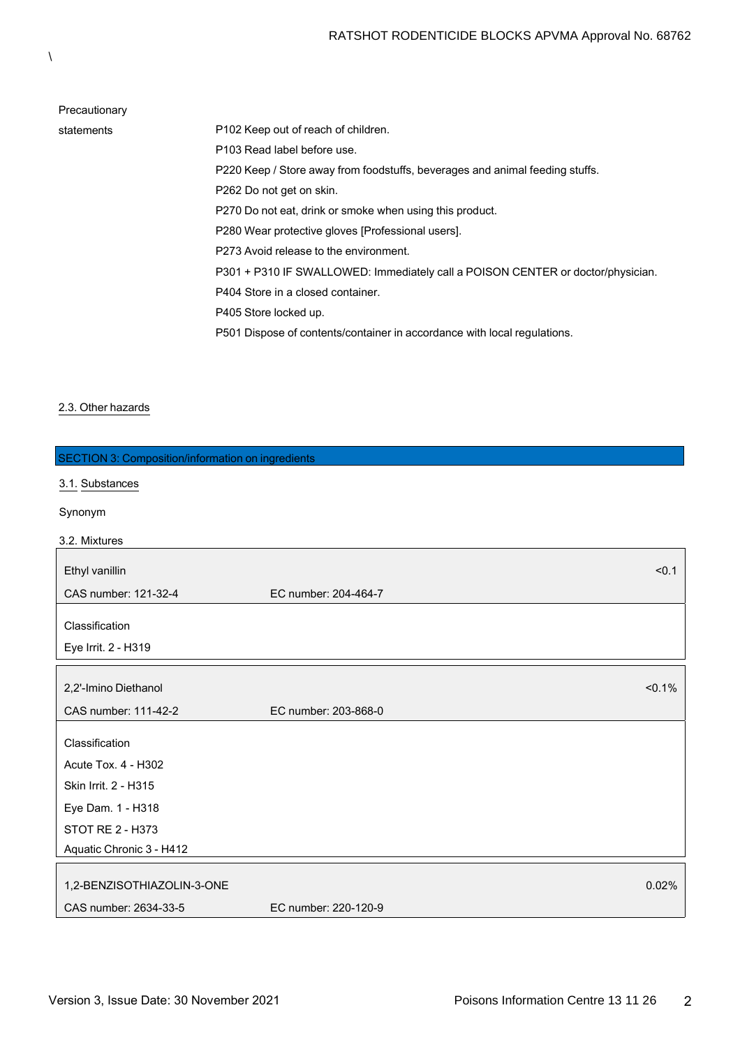\

| Precautionary statements | |
|---|---|
| | P102 Keep out of reach of children. |
| | P103 Read label before use. |
| | P220 Keep / Store away from foodstuffs, beverages and animal feeding stuffs. |
| | P262 Do not get on skin. |
| | P270 Do not eat, drink or smoke when using this product. |
| | P280 Wear protective gloves [Professional users]. |
| | P273 Avoid release to the environment. |
| | P301 + P310 IF SWALLOWED: Immediately call a POISON CENTER or doctor/physician. |
| | P404 Store in a closed container. |
| | P405 Store locked up. |
| | P501 Dispose of contents/container in accordance with local regulations. |

### 2.3. Other hazards

## SECTION 3: Composition/information on ingredients

### 3.1. Substances

Synonym

### 3.2. Mixtures

| Ethyl vanillin | | <0.1 |
|---|---|---|
| CAS number: 121-32-4 | EC number: 204-464-7 | |

**Classification**

Eye Irrit. 2 - H319

| 2,2'-Imino Diethanol | | <0.1% |
|---|---|---|
| CAS number: 111-42-2 | EC number: 203-868-0 | |

**Classification**

Acute Tox. 4 - H302

Skin Irrit. 2 - H315

Eye Dam. 1 - H318

STOT RE 2 - H373

Aquatic Chronic 3 - H412

| 1,2-BENZISOTHIAZOLIN-3-ONE | | 0.02% |
|---|---|---|
| CAS number: 2634-33-5 | EC number: 220-120-9 | |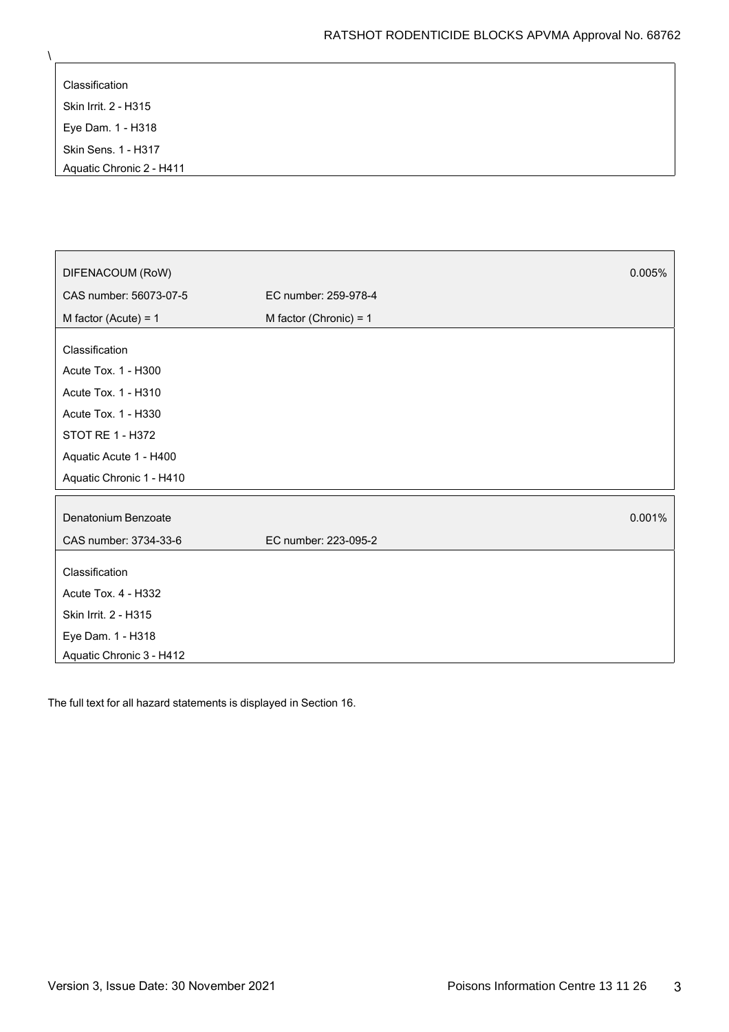\

Classification
Skin Irrit. 2 - H315
Eye Dam. 1 - H318
Skin Sens. 1 - H317
Aquatic Chronic 2 - H411

| DIFENACOUM (RoW) | | 0.005% |
| --- | --- | --- |
| CAS number: 56073-07-5 | EC number: 259-978-4 | |
| M factor (Acute) = 1 | M factor (Chronic) = 1 | |

Classification
Acute Tox. 1 - H300
Acute Tox. 1 - H310
Acute Tox. 1 - H330
STOT RE 1 - H372
Aquatic Acute 1 - H400
Aquatic Chronic 1 - H410

| Denatonium Benzoate | | 0.001% |
| --- | --- | --- |
| CAS number: 3734-33-6 | EC number: 223-095-2 | |

Classification
Acute Tox. 4 - H332
Skin Irrit. 2 - H315
Eye Dam. 1 - H318
Aquatic Chronic 3 - H412

The full text for all hazard statements is displayed in Section 16.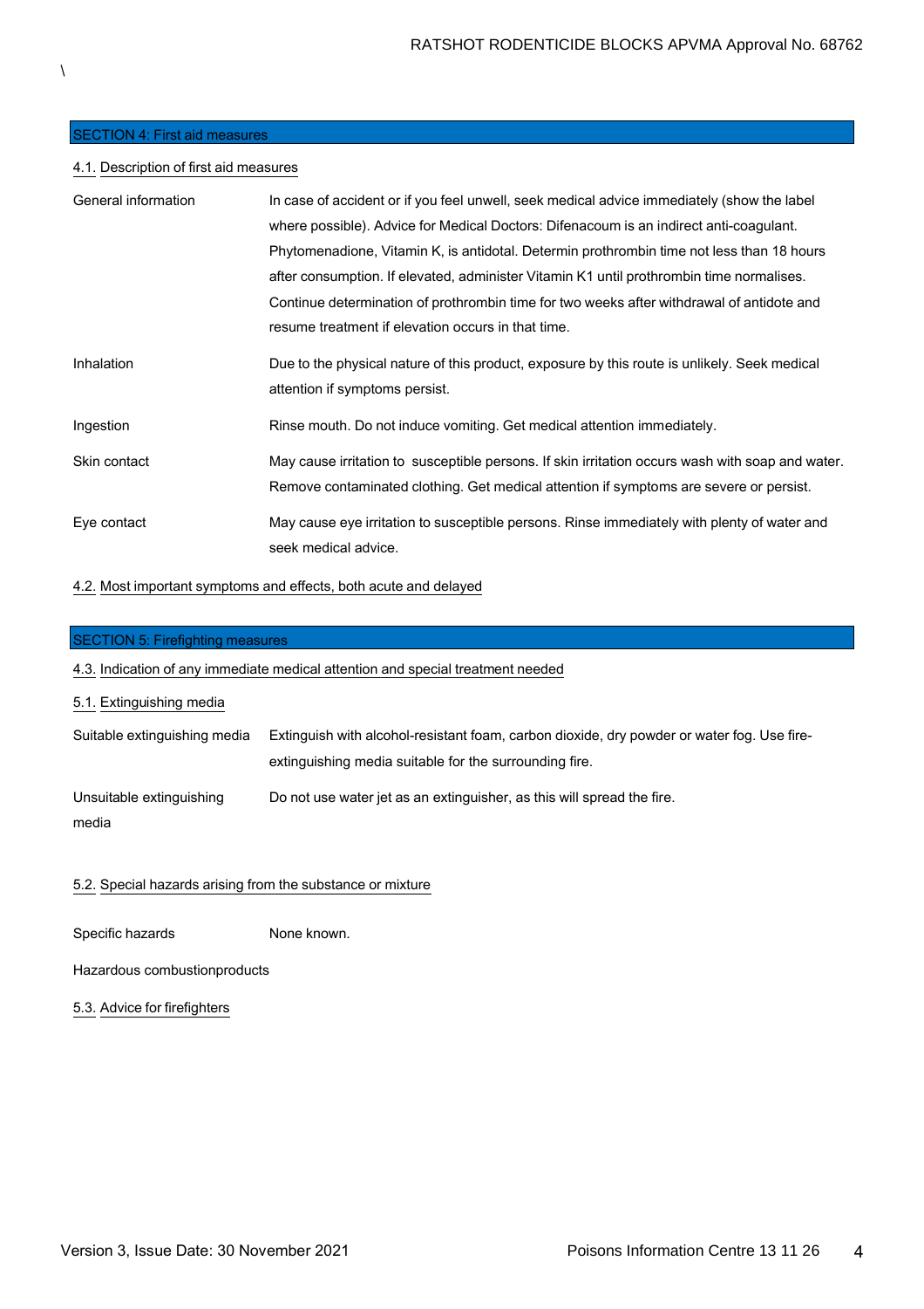\

## SECTION 4: First aid measures

### 4.1. Description of first aid measures

| | |
|---|---|
| General information | In case of accident or if you feel unwell, seek medical advice immediately (show the label where possible). Advice for Medical Doctors: Difenacoum is an indirect anti-coagulant. Phytomenadione, Vitamin K, is antidotal. Determin prothrombin time not less than 18 hours after consumption. If elevated, administer Vitamin K1 until prothrombin time normalises. Continue determination of prothrombin time for two weeks after withdrawal of antidote and resume treatment if elevation occurs in that time. |
| Inhalation | Due to the physical nature of this product, exposure by this route is unlikely. Seek medical attention if symptoms persist. |
| Ingestion | Rinse mouth. Do not induce vomiting. Get medical attention immediately. |
| Skin contact | May cause irritation to susceptible persons. If skin irritation occurs wash with soap and water. Remove contaminated clothing. Get medical attention if symptoms are severe or persist. |
| Eye contact | May cause eye irritation to susceptible persons. Rinse immediately with plenty of water and seek medical advice. |

### 4.2. Most important symptoms and effects, both acute and delayed

## SECTION 5: Firefighting measures

### 4.3. Indication of any immediate medical attention and special treatment needed

### 5.1. Extinguishing media

| | |
|---|---|
| Suitable extinguishing media | Extinguish with alcohol-resistant foam, carbon dioxide, dry powder or water fog. Use fire-extinguishing media suitable for the surrounding fire. |
| Unsuitable extinguishing media | Do not use water jet as an extinguisher, as this will spread the fire. |

### 5.2. Special hazards arising from the substance or mixture

| | |
|---|---|
| Specific hazards | None known. |
| Hazardous combustionproducts | |

### 5.3. Advice for firefighters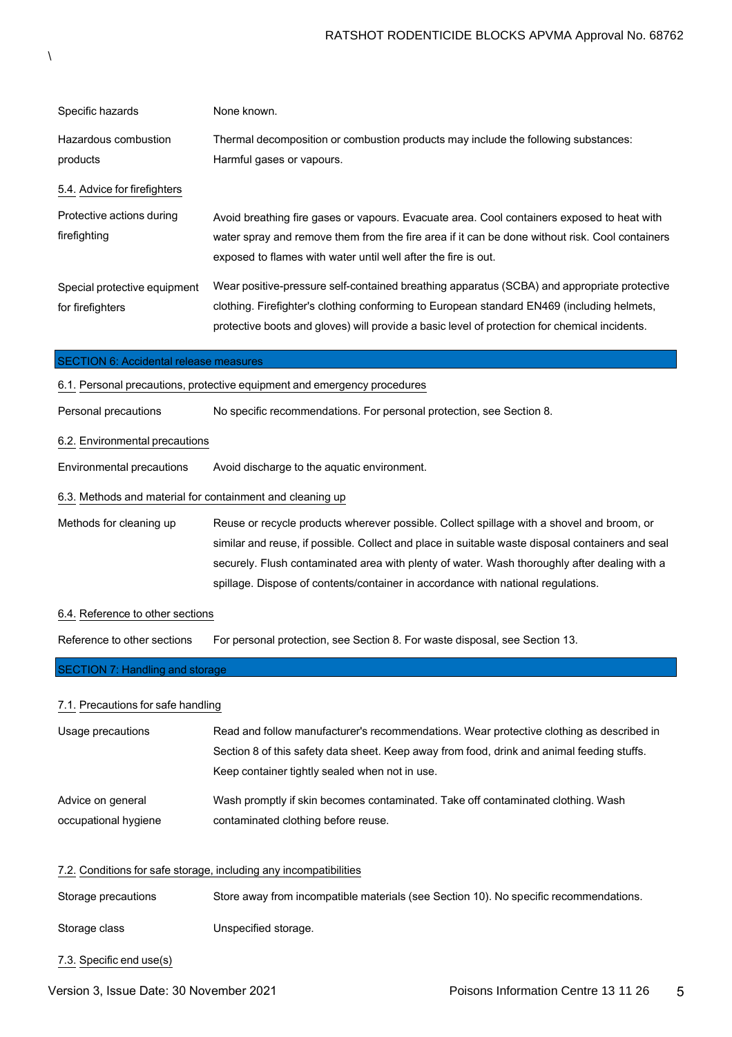| | |
|---|---|
| Specific hazards | None known. |
| Hazardous combustion products | Thermal decomposition or combustion products may include the following substances: Harmful gases or vapours. |

### 5.4. Advice for firefighters

| | |
|---|---|
| Protective actions during firefighting | Avoid breathing fire gases or vapours. Evacuate area. Cool containers exposed to heat with water spray and remove them from the fire area if it can be done without risk. Cool containers exposed to flames with water until well after the fire is out. |
| Special protective equipment for firefighters | Wear positive-pressure self-contained breathing apparatus (SCBA) and appropriate protective clothing. Firefighter's clothing conforming to European standard EN469 (including helmets, protective boots and gloves) will provide a basic level of protection for chemical incidents. |

## SECTION 6: Accidental release measures

### 6.1. Personal precautions, protective equipment and emergency procedures

| | |
|---|---|
| Personal precautions | No specific recommendations. For personal protection, see Section 8. |

### 6.2. Environmental precautions

| | |
|---|---|
| Environmental precautions | Avoid discharge to the aquatic environment. |

### 6.3. Methods and material for containment and cleaning up

| | |
|---|---|
| Methods for cleaning up | Reuse or recycle products wherever possible. Collect spillage with a shovel and broom, or similar and reuse, if possible. Collect and place in suitable waste disposal containers and seal securely. Flush contaminated area with plenty of water. Wash thoroughly after dealing with a spillage. Dispose of contents/container in accordance with national regulations. |

### 6.4. Reference to other sections

| | |
|---|---|
| Reference to other sections | For personal protection, see Section 8. For waste disposal, see Section 13. |

## SECTION 7: Handling and storage

### 7.1. Precautions for safe handling

| | |
|---|---|
| Usage precautions | Read and follow manufacturer's recommendations. Wear protective clothing as described in Section 8 of this safety data sheet. Keep away from food, drink and animal feeding stuffs. Keep container tightly sealed when not in use. |
| Advice on general occupational hygiene | Wash promptly if skin becomes contaminated. Take off contaminated clothing. Wash contaminated clothing before reuse. |

### 7.2. Conditions for safe storage, including any incompatibilities

| | |
|---|---|
| Storage precautions | Store away from incompatible materials (see Section 10). No specific recommendations. |
| Storage class | Unspecified storage. |

### 7.3. Specific end use(s)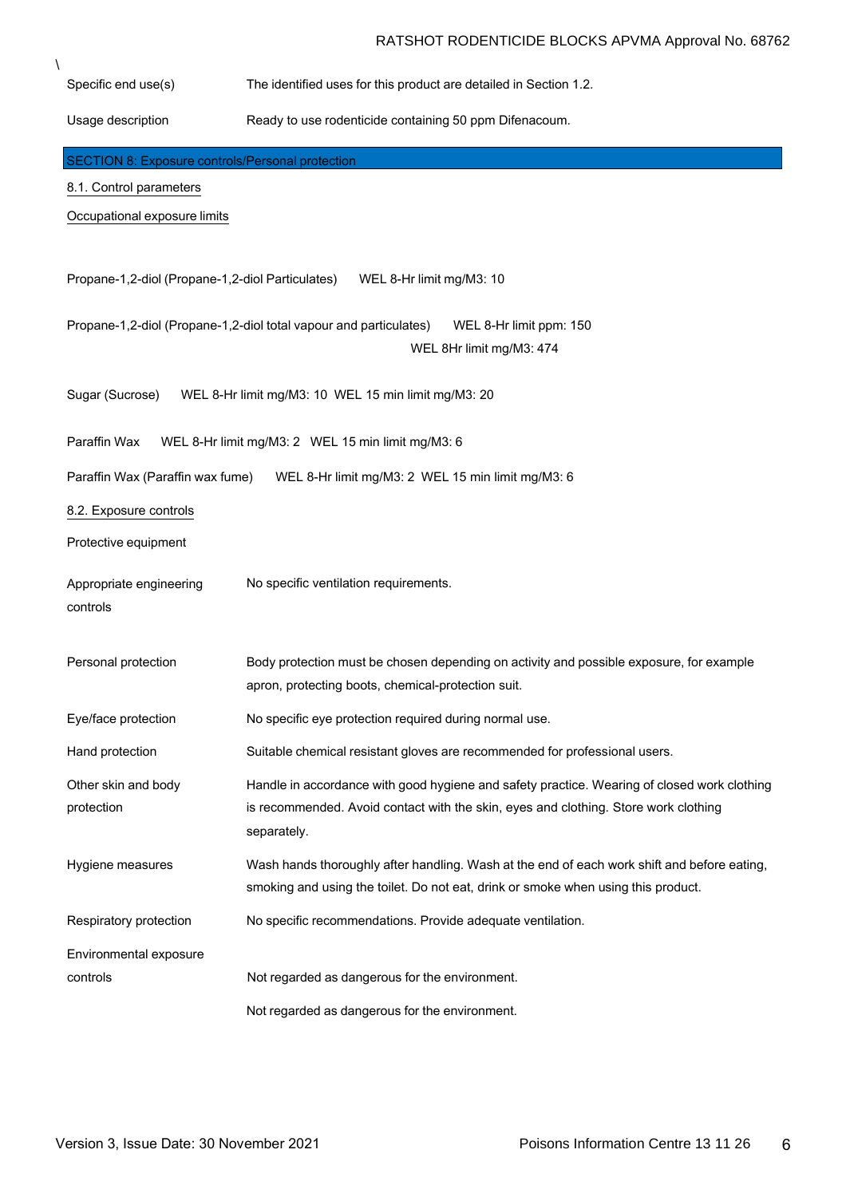\

| | |
|---|---|
| Specific end use(s) | The identified uses for this product are detailed in Section 1.2. |
| Usage description | Ready to use rodenticide containing 50 ppm Difenacoum. |

## SECTION 8: Exposure controls/Personal protection

### 8.1. Control parameters

**Occupational exposure limits**

Propane-1,2-diol (Propane-1,2-diol Particulates) WEL 8-Hr limit mg/M3: 10

Propane-1,2-diol (Propane-1,2-diol total vapour and particulates) WEL 8-Hr limit ppm: 150
WEL 8Hr limit mg/M3: 474

Sugar (Sucrose) WEL 8-Hr limit mg/M3: 10 WEL 15 min limit mg/M3: 20

Paraffin Wax WEL 8-Hr limit mg/M3: 2 WEL 15 min limit mg/M3: 6

Paraffin Wax (Paraffin wax fume) WEL 8-Hr limit mg/M3: 2 WEL 15 min limit mg/M3: 6

### 8.2. Exposure controls

**Protective equipment**

| | |
|---|---|
| Appropriate engineering controls | No specific ventilation requirements. |
| Personal protection | Body protection must be chosen depending on activity and possible exposure, for example apron, protecting boots, chemical-protection suit. |
| Eye/face protection | No specific eye protection required during normal use. |
| Hand protection | Suitable chemical resistant gloves are recommended for professional users. |
| Other skin and body protection | Handle in accordance with good hygiene and safety practice. Wearing of closed work clothing is recommended. Avoid contact with the skin, eyes and clothing. Store work clothing separately. |
| Hygiene measures | Wash hands thoroughly after handling. Wash at the end of each work shift and before eating, smoking and using the toilet. Do not eat, drink or smoke when using this product. |
| Respiratory protection | No specific recommendations. Provide adequate ventilation. |
| Environmental exposure controls | Not regarded as dangerous for the environment.<br><br>Not regarded as dangerous for the environment. |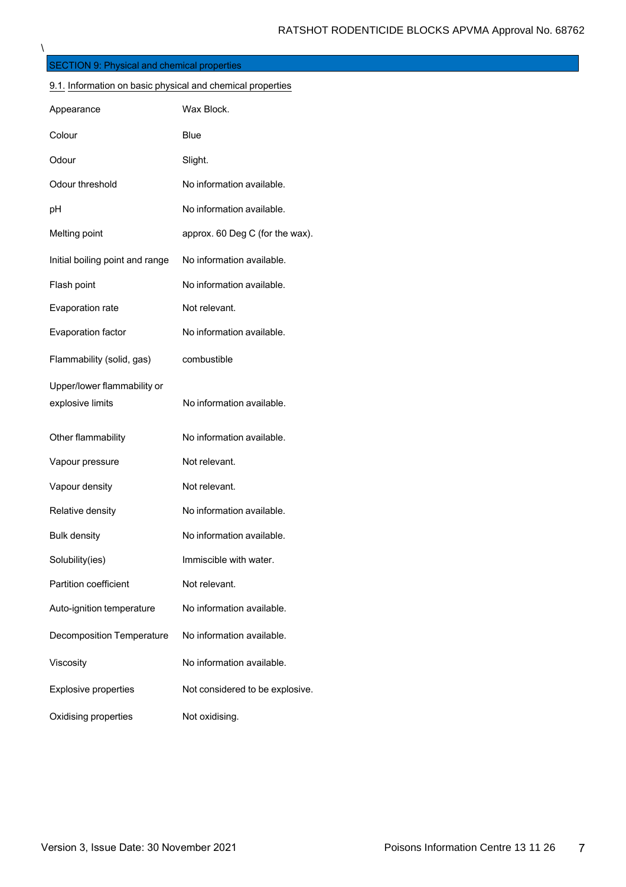## SECTION 9: Physical and chemical properties

### 9.1. Information on basic physical and chemical properties

| | |
|---|---|
| Appearance | Wax Block. |
| Colour | Blue |
| Odour | Slight. |
| Odour threshold | No information available. |
| pH | No information available. |
| Melting point | approx. 60 Deg C (for the wax). |
| Initial boiling point and range | No information available. |
| Flash point | No information available. |
| Evaporation rate | Not relevant. |
| Evaporation factor | No information available. |
| Flammability (solid, gas) | combustible |
| Upper/lower flammability or explosive limits | No information available. |
| Other flammability | No information available. |
| Vapour pressure | Not relevant. |
| Vapour density | Not relevant. |
| Relative density | No information available. |
| Bulk density | No information available. |
| Solubility(ies) | Immiscible with water. |
| Partition coefficient | Not relevant. |
| Auto-ignition temperature | No information available. |
| Decomposition Temperature | No information available. |
| Viscosity | No information available. |
| Explosive properties | Not considered to be explosive. |
| Oxidising properties | Not oxidising. |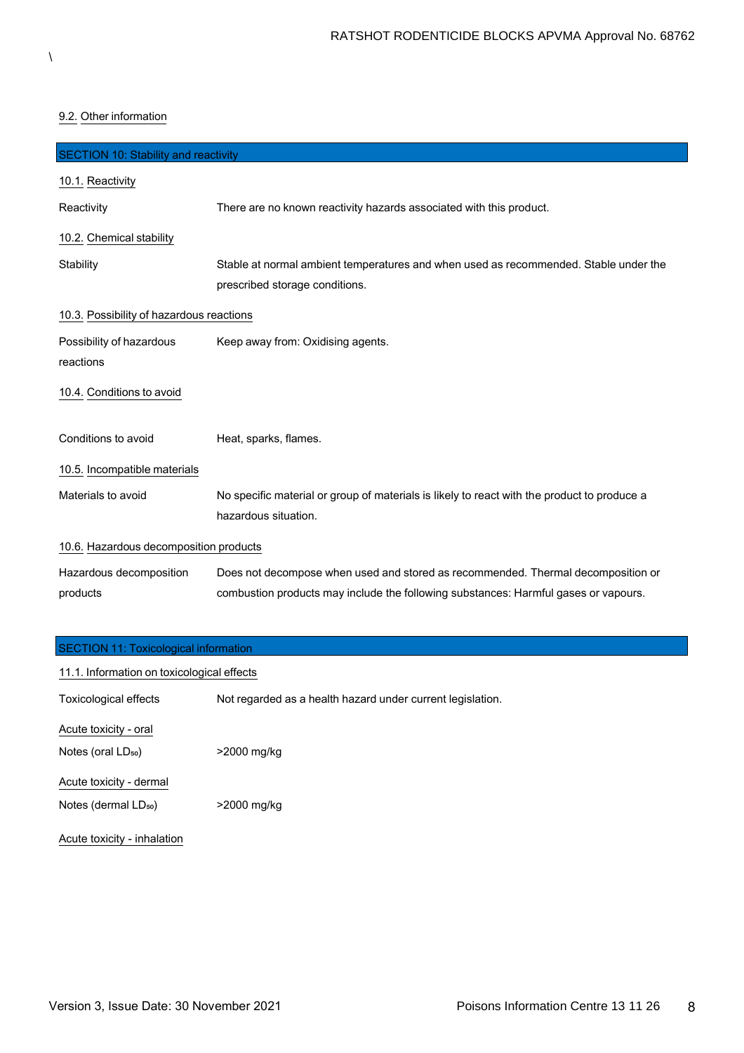\

#### 9.2. Other information

## SECTION 10: Stability and reactivity

#### 10.1. Reactivity

| | |
|---|---|
| Reactivity | There are no known reactivity hazards associated with this product. |

#### 10.2. Chemical stability

| | |
|---|---|
| Stability | Stable at normal ambient temperatures and when used as recommended. Stable under the prescribed storage conditions. |

#### 10.3. Possibility of hazardous reactions

| | |
|---|---|
| Possibility of hazardous reactions | Keep away from: Oxidising agents. |

#### 10.4. Conditions to avoid

| | |
|---|---|
| Conditions to avoid | Heat, sparks, flames. |

#### 10.5. Incompatible materials

| | |
|---|---|
| Materials to avoid | No specific material or group of materials is likely to react with the product to produce a hazardous situation. |

#### 10.6. Hazardous decomposition products

| | |
|---|---|
| Hazardous decomposition products | Does not decompose when used and stored as recommended. Thermal decomposition or combustion products may include the following substances: Harmful gases or vapours. |

## SECTION 11: Toxicological information

#### 11.1. Information on toxicological effects

| | |
|---|---|
| Toxicological effects | Not regarded as a health hazard under current legislation. |

#### Acute toxicity - oral

| | |
|---|---|
| Notes (oral $LD_{50}$) | >2000 mg/kg |

#### Acute toxicity - dermal

| | |
|---|---|
| Notes (dermal $LD_{50}$) | >2000 mg/kg |

#### Acute toxicity - inhalation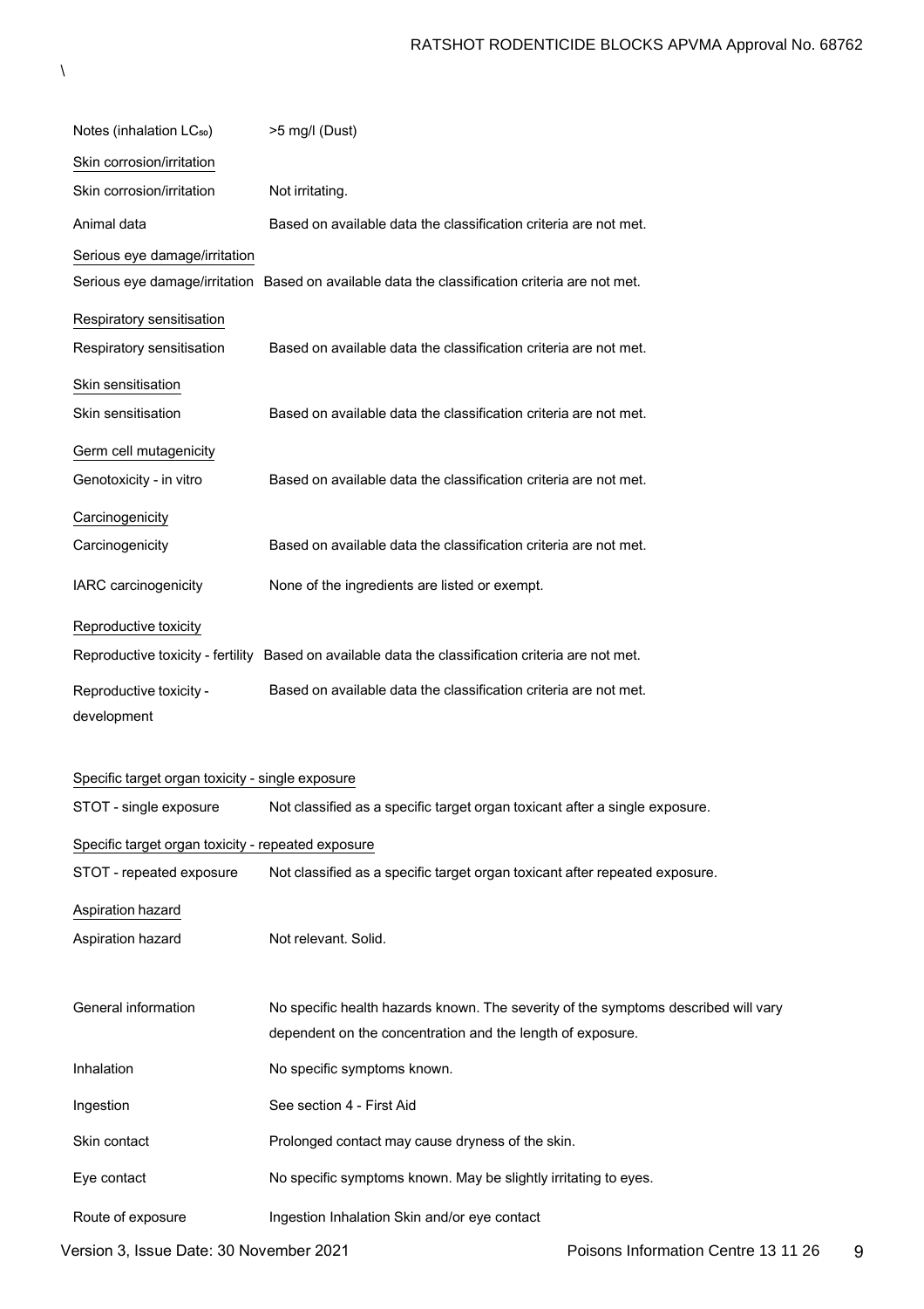\

| | |
|---|---|
| Notes (inhalation $LC_{50}$) | >5 mg/l (Dust) |

Skin corrosion/irritation

| | |
|---|---|
| Skin corrosion/irritation | Not irritating. |
| Animal data | Based on available data the classification criteria are not met. |

Serious eye damage/irritation

| | |
|---|---|
| Serious eye damage/irritation | Based on available data the classification criteria are not met. |

Respiratory sensitisation

| | |
|---|---|
| Respiratory sensitisation | Based on available data the classification criteria are not met. |

Skin sensitisation

| | |
|---|---|
| Skin sensitisation | Based on available data the classification criteria are not met. |

Germ cell mutagenicity

| | |
|---|---|
| Genotoxicity - in vitro | Based on available data the classification criteria are not met. |

Carcinogenicity

| | |
|---|---|
| Carcinogenicity | Based on available data the classification criteria are not met. |
| IARC carcinogenicity | None of the ingredients are listed or exempt. |

Reproductive toxicity

| | |
|---|---|
| Reproductive toxicity - fertility | Based on available data the classification criteria are not met. |
| Reproductive toxicity - development | Based on available data the classification criteria are not met. |

Specific target organ toxicity - single exposure

| | |
|---|---|
| STOT - single exposure | Not classified as a specific target organ toxicant after a single exposure. |

Specific target organ toxicity - repeated exposure

| | |
|---|---|
| STOT - repeated exposure | Not classified as a specific target organ toxicant after repeated exposure. |

Aspiration hazard

| | |
|---|---|
| Aspiration hazard | Not relevant. Solid. |

| | |
|---|---|
| General information | No specific health hazards known. The severity of the symptoms described will vary dependent on the concentration and the length of exposure. |
| Inhalation | No specific symptoms known. |
| Ingestion | See section 4 - First Aid |
| Skin contact | Prolonged contact may cause dryness of the skin. |
| Eye contact | No specific symptoms known. May be slightly irritating to eyes. |
| Route of exposure | Ingestion Inhalation Skin and/or eye contact |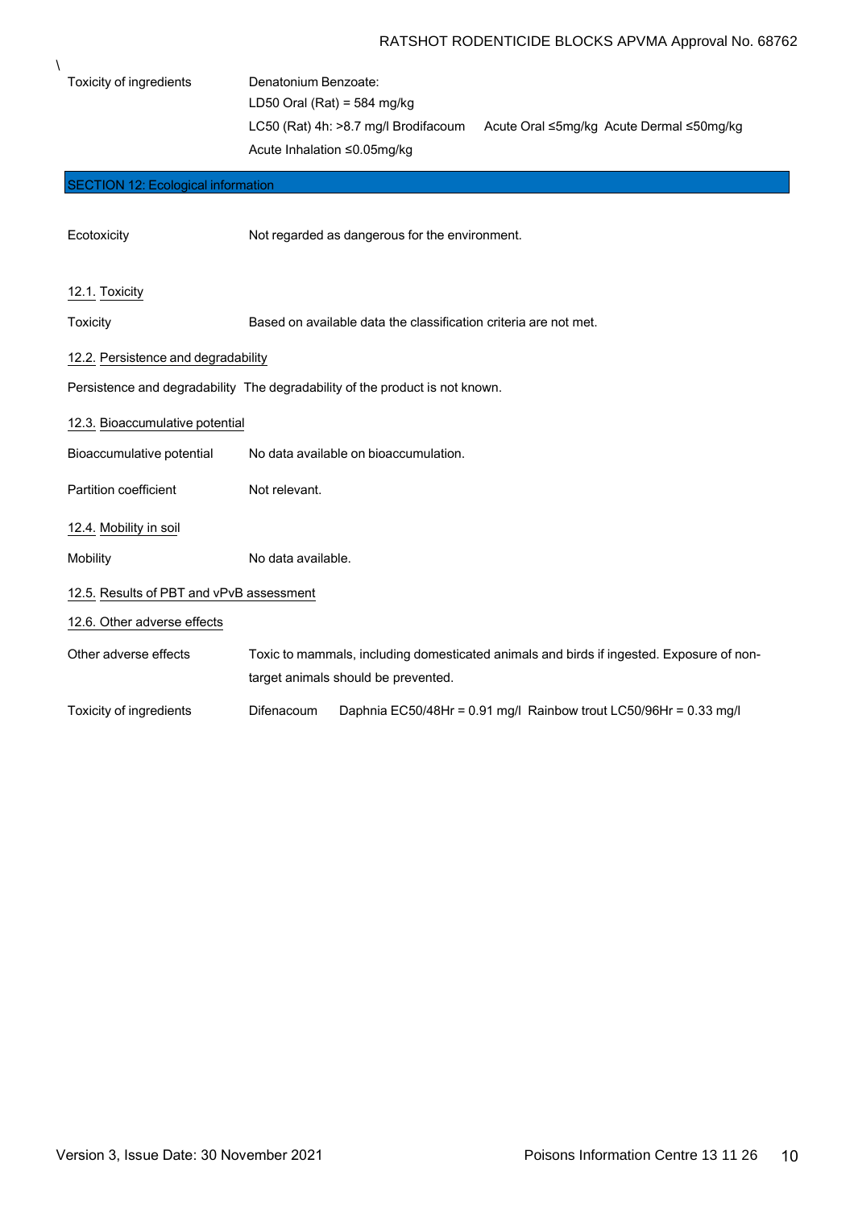\

Toxicity of ingredients Denatonium Benzoate:
LD50 Oral (Rat) = 584 mg/kg
LC50 (Rat) 4h: >8.7 mg/l Brodifacoum Acute Oral ≤5mg/kg Acute Dermal ≤50mg/kg
Acute Inhalation ≤0.05mg/kg

## SECTION 12: Ecological information

Ecotoxicity Not regarded as dangerous for the environment.

### 12.1. Toxicity

Toxicity Based on available data the classification criteria are not met.

### 12.2. Persistence and degradability

Persistence and degradability The degradability of the product is not known.

### 12.3. Bioaccumulative potential

Bioaccumulative potential No data available on bioaccumulation.

Partition coefficient Not relevant.

### 12.4. Mobility in soil

Mobility No data available.

### 12.5. Results of PBT and vPvB assessment

### 12.6. Other adverse effects

Other adverse effects Toxic to mammals, including domesticated animals and birds if ingested. Exposure of non-target animals should be prevented.

Toxicity of ingredients Difenacoum Daphnia EC50/48Hr = 0.91 mg/l Rainbow trout LC50/96Hr = 0.33 mg/l

Version 3, Issue Date: 30 November 2021 Poisons Information Centre 13 11 26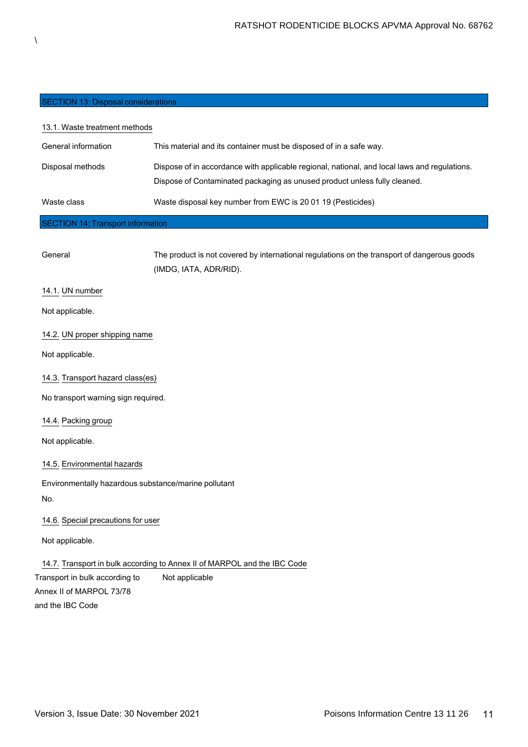## SECTION 13: Disposal considerations

### 13.1. Waste treatment methods

| | |
|---|---|
| General information | This material and its container must be disposed of in a safe way. |
| Disposal methods | Dispose of in accordance with applicable regional, national, and local laws and regulations. Dispose of Contaminated packaging as unused product unless fully cleaned. |
| Waste class | Waste disposal key number from EWC is 20 01 19 (Pesticides) |

## SECTION 14: Transport information

| | |
|---|---|
| General | The product is not covered by international regulations on the transport of dangerous goods (IMDG, IATA, ADR/RID). |

### 14.1. UN number

Not applicable.

### 14.2. UN proper shipping name

Not applicable.

### 14.3. Transport hazard class(es)

No transport warning sign required.

### 14.4. Packing group

Not applicable.

### 14.5. Environmental hazards

Environmentally hazardous substance/marine pollutant

No.

### 14.6. Special precautions for user

Not applicable.

### 14.7. Transport in bulk according to Annex II of MARPOL and the IBC Code

| | |
|---|---|
| Transport in bulk according to Annex II of MARPOL 73/78 and the IBC Code | Not applicable |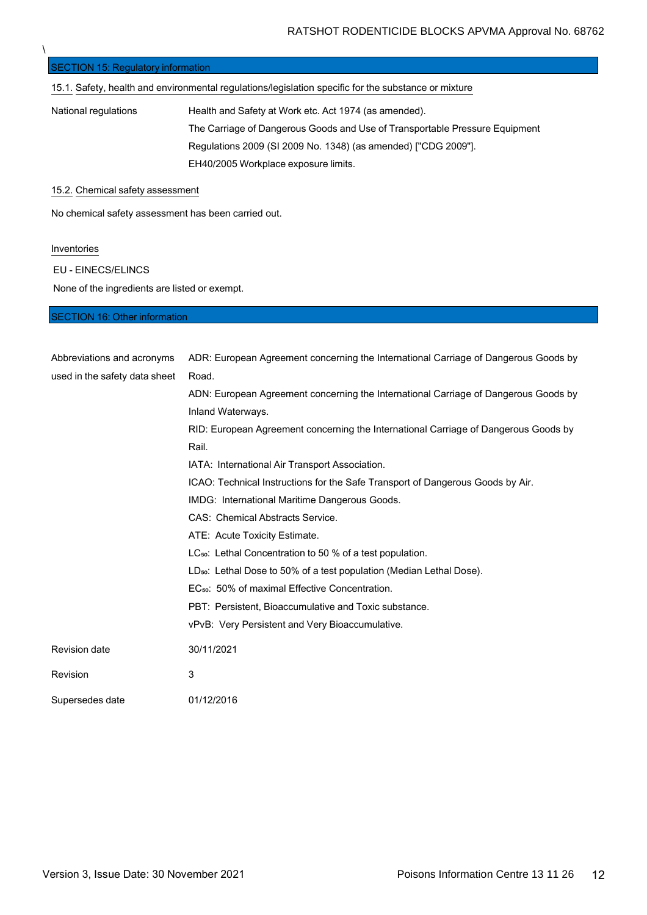\

## SECTION 15: Regulatory information

### 15.1. Safety, health and environmental regulations/legislation specific for the substance or mixture

| | |
|---|---|
| National regulations | Health and Safety at Work etc. Act 1974 (as amended).<br>The Carriage of Dangerous Goods and Use of Transportable Pressure Equipment Regulations 2009 (SI 2009 No. 1348) (as amended) ["CDG 2009"].<br>EH40/2005 Workplace exposure limits. |

### 15.2. Chemical safety assessment

No chemical safety assessment has been carried out.

### Inventories

EU - EINECS/ELINCS

None of the ingredients are listed or exempt.

## SECTION 16: Other information

| | |
|---|---|
| Abbreviations and acronyms used in the safety data sheet | ADR: European Agreement concerning the International Carriage of Dangerous Goods by Road.<br>ADN: European Agreement concerning the International Carriage of Dangerous Goods by Inland Waterways.<br>RID: European Agreement concerning the International Carriage of Dangerous Goods by Rail.<br>IATA: International Air Transport Association.<br>ICAO: Technical Instructions for the Safe Transport of Dangerous Goods by Air.<br>IMDG: International Maritime Dangerous Goods.<br>CAS: Chemical Abstracts Service.<br>ATE: Acute Toxicity Estimate.<br>$LC_{50}$: Lethal Concentration to 50 % of a test population.<br>$LD_{50}$: Lethal Dose to 50% of a test population (Median Lethal Dose).<br>$EC_{50}$: 50% of maximal Effective Concentration.<br>PBT: Persistent, Bioaccumulative and Toxic substance.<br>vPvB: Very Persistent and Very Bioaccumulative. |
| Revision date | 30/11/2021 |
| Revision | 3 |
| Supersedes date | 01/12/2016 |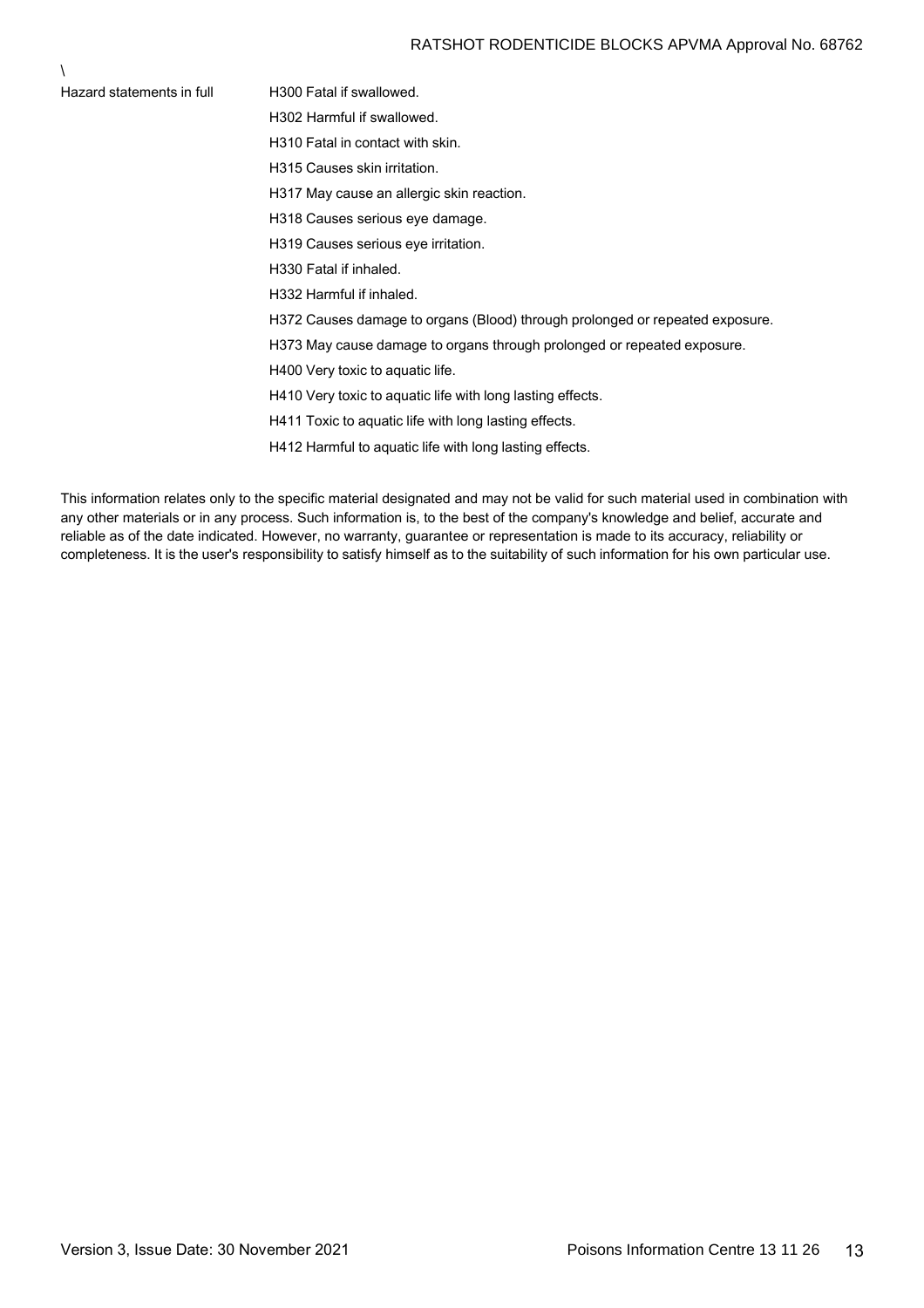\

| | |
|---|---|
| Hazard statements in full | H300 Fatal if swallowed. |
| | H302 Harmful if swallowed. |
| | H310 Fatal in contact with skin. |
| | H315 Causes skin irritation. |
| | H317 May cause an allergic skin reaction. |
| | H318 Causes serious eye damage. |
| | H319 Causes serious eye irritation. |
| | H330 Fatal if inhaled. |
| | H332 Harmful if inhaled. |
| | H372 Causes damage to organs (Blood) through prolonged or repeated exposure. |
| | H373 May cause damage to organs through prolonged or repeated exposure. |
| | H400 Very toxic to aquatic life. |
| | H410 Very toxic to aquatic life with long lasting effects. |
| | H411 Toxic to aquatic life with long lasting effects. |
| | H412 Harmful to aquatic life with long lasting effects. |

This information relates only to the specific material designated and may not be valid for such material used in combination with any other materials or in any process. Such information is, to the best of the company's knowledge and belief, accurate and reliable as of the date indicated. However, no warranty, guarantee or representation is made to its accuracy, reliability or completeness. It is the user's responsibility to satisfy himself as to the suitability of such information for his own particular use.